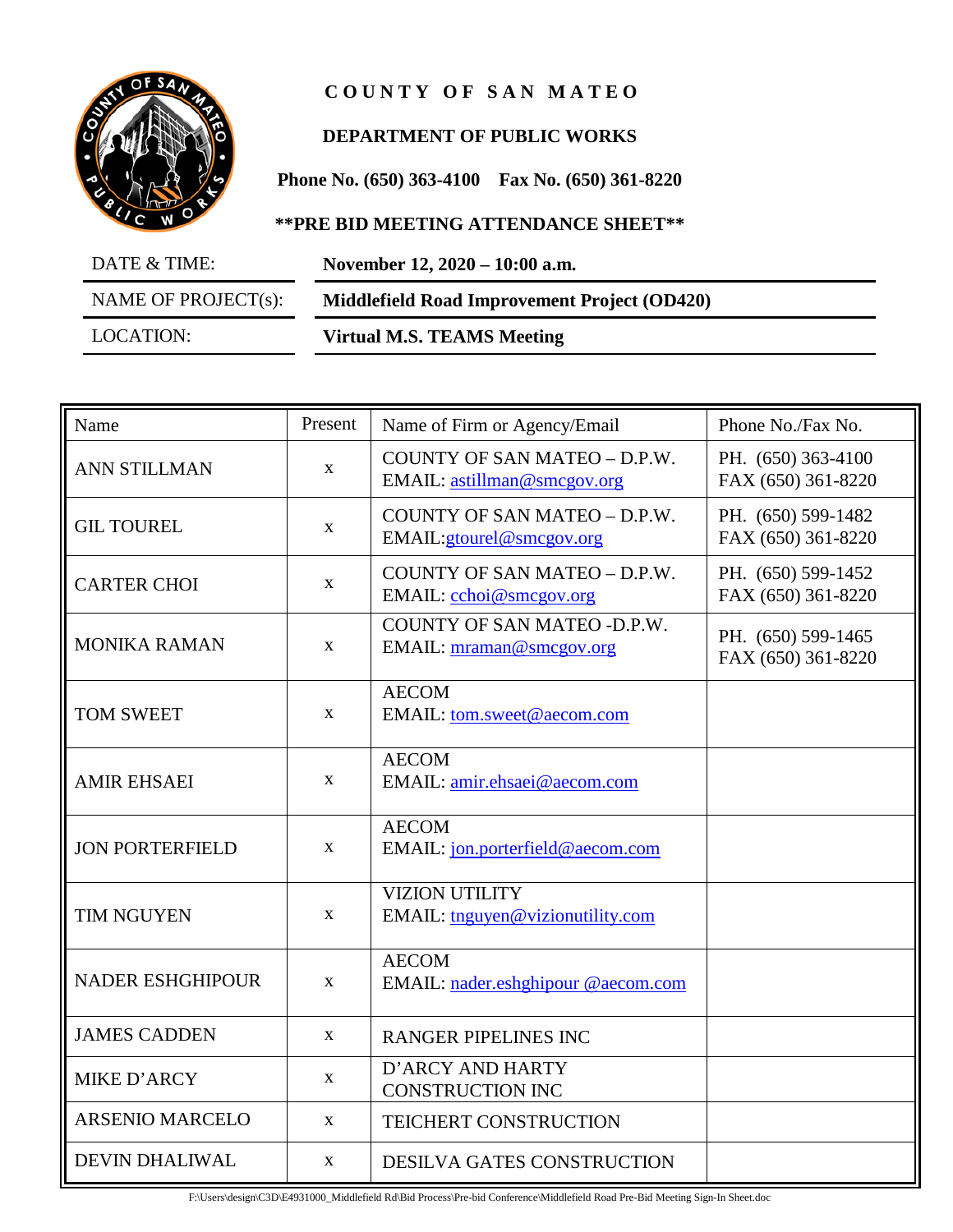# COUNTY OF SAN MATEO

## DEPARTMENT OF PUBLIC WORKS

**Phone No. (650) 363-4100 Fax No. (650) 361-8220**

**\*\*PRE BID MEETING ATTENDANCE SHEET\*\***

| | |
|---|---|
| DATE & TIME: | **November 12, 2020 – 10:00 a.m.** |
| NAME OF PROJECT(s): | **Middlefield Road Improvement Project (OD420)** |
| LOCATION: | **Virtual M.S. TEAMS Meeting** |

| Name | Present | Name of Firm or Agency/Email | Phone No./Fax No. |
|---|---|---|---|
| ANN STILLMAN | x | COUNTY OF SAN MATEO – D.P.W. EMAIL: astillman@smcgov.org | PH. (650) 363-4100 FAX (650) 361-8220 |
| GIL TOUREL | x | COUNTY OF SAN MATEO – D.P.W. EMAIL:gtourel@smcgov.org | PH. (650) 599-1482 FAX (650) 361-8220 |
| CARTER CHOI | x | COUNTY OF SAN MATEO – D.P.W. EMAIL: cchoi@smcgov.org | PH. (650) 599-1452 FAX (650) 361-8220 |
| MONIKA RAMAN | x | COUNTY OF SAN MATEO -D.P.W. EMAIL: mraman@smcgov.org | PH. (650) 599-1465 FAX (650) 361-8220 |
| TOM SWEET | x | AECOM EMAIL: tom.sweet@aecom.com | |
| AMIR EHSAEI | x | AECOM EMAIL: amir.ehsaei@aecom.com | |
| JON PORTERFIELD | x | AECOM EMAIL: jon.porterfield@aecom.com | |
| TIM NGUYEN | x | VIZION UTILITY EMAIL: tnguyen@vizionutility.com | |
| NADER ESHGHIPOUR | x | AECOM EMAIL: nader.eshghipour @aecom.com | |
| JAMES CADDEN | x | RANGER PIPELINES INC | |
| MIKE D'ARCY | x | D'ARCY AND HARTY CONSTRUCTION INC | |
| ARSENIO MARCELO | x | TEICHERT CONSTRUCTION | |
| DEVIN DHALIWAL | x | DESILVA GATES CONSTRUCTION | |

F:\Users\design\C3D\E4931000_Middlefield Rd\Bid Process\Pre-bid Conference\Middlefield Road Pre-Bid Meeting Sign-In Sheet.doc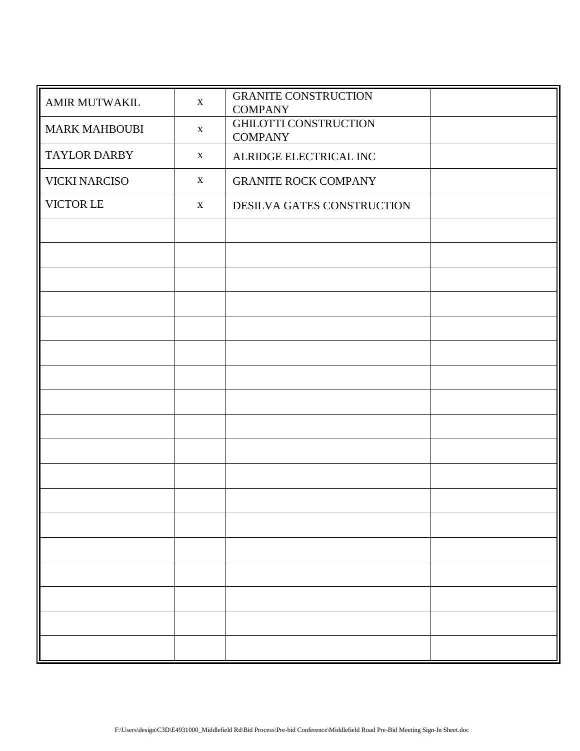| | | | |
|---|---|---|---|
| AMIR MUTWAKIL | x | GRANITE CONSTRUCTION COMPANY | |
| MARK MAHBOUBI | x | GHILOTTI CONSTRUCTION COMPANY | |
| TAYLOR DARBY | x | ALRIDGE ELECTRICAL INC | |
| VICKI NARCISO | x | GRANITE ROCK COMPANY | |
| VICTOR LE | x | DESILVA GATES CONSTRUCTION | |
| | | | |
| | | | |
| | | | |
| | | | |
| | | | |
| | | | |
| | | | |
| | | | |
| | | | |
| | | | |
| | | | |
| | | | |
| | | | |
| | | | |
| | | | |
| | | | |
| | | | |
| | | | |

F:\Users\design\C3D\E4931000_Middlefield Rd\Bid Process\Pre-bid Conference\Middlefield Road Pre-Bid Meeting Sign-In Sheet.doc